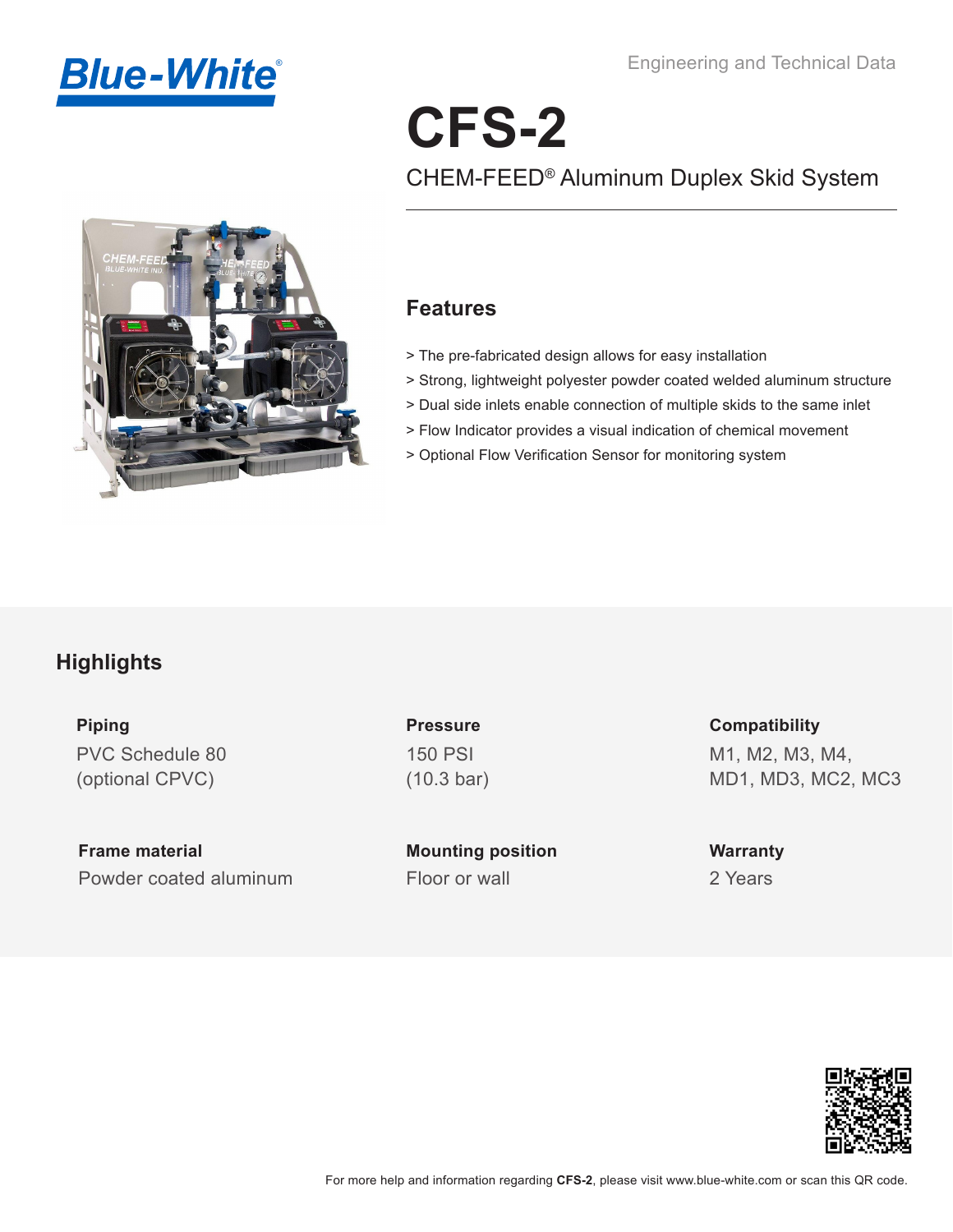Blue-White®

Engineering and Technical Data

# CFS-2

CHEM-FEED® Aluminum Duplex Skid System

## Features

> The pre-fabricated design allows for easy installation
> Strong, lightweight polyester powder coated welded aluminum structure
> Dual side inlets enable connection of multiple skids to the same inlet
> Flow Indicator provides a visual indication of chemical movement
> Optional Flow Verification Sensor for monitoring system

## Highlights

**Piping**
PVC Schedule 80
(optional CPVC)

**Pressure**
150 PSI
(10.3 bar)

**Compatibility**
M1, M2, M3, M4,
MD1, MD3, MC2, MC3

**Frame material**
Powder coated aluminum

**Mounting position**
Floor or wall

**Warranty**
2 Years

For more help and information regarding **CFS-2**, please visit www.blue-white.com or scan this QR code.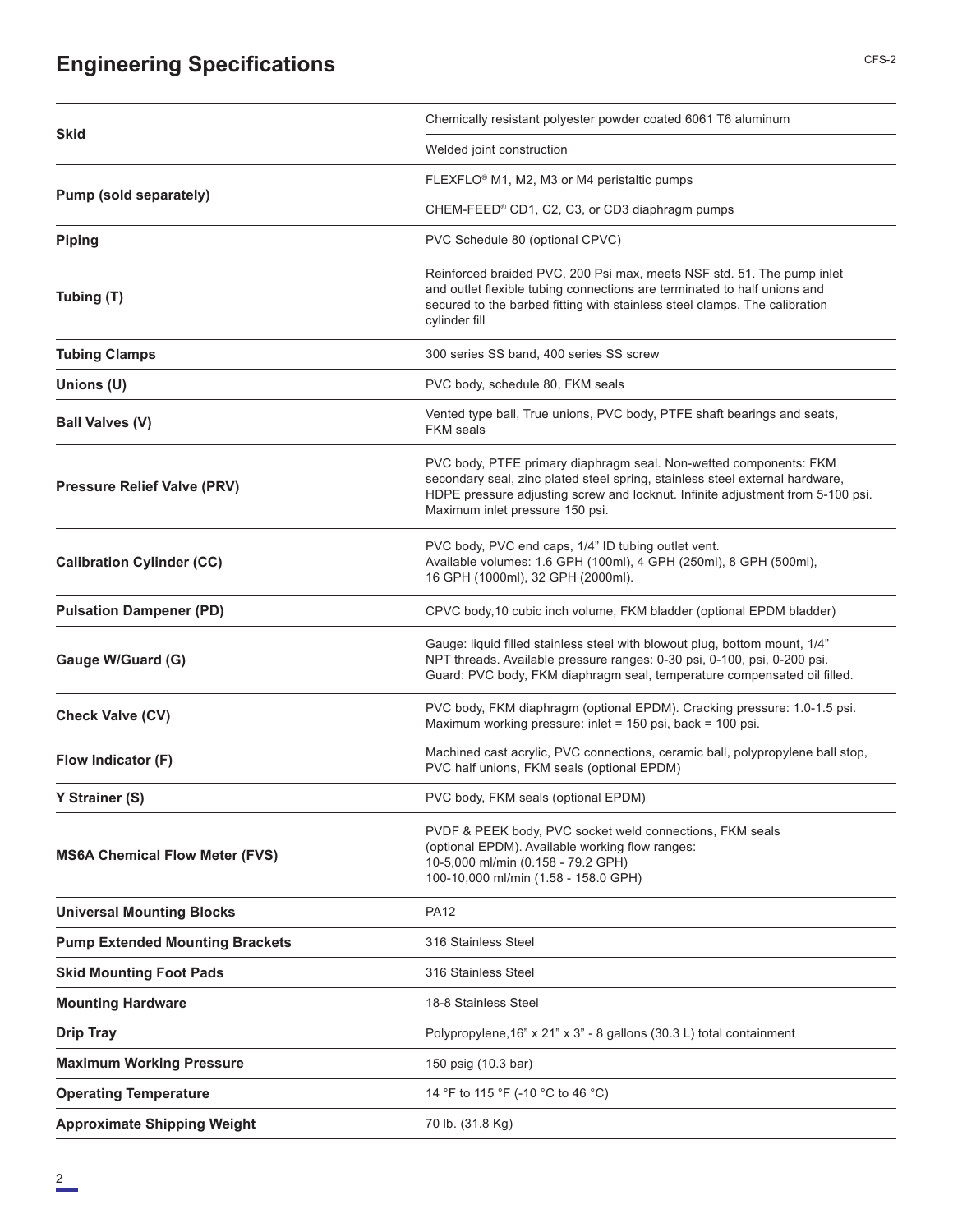# Engineering Specifications

| | |
|---|---|
| **Skid** | Chemically resistant polyester powder coated 6061 T6 aluminum |
| | Welded joint construction |
| **Pump (sold separately)** | FLEXFLO® M1, M2, M3 or M4 peristaltic pumps |
| | CHEM-FEED® CD1, C2, C3, or CD3 diaphragm pumps |
| **Piping** | PVC Schedule 80 (optional CPVC) |
| **Tubing (T)** | Reinforced braided PVC, 200 Psi max, meets NSF std. 51. The pump inlet and outlet flexible tubing connections are terminated to half unions and secured to the barbed fitting with stainless steel clamps. The calibration cylinder fill |
| **Tubing Clamps** | 300 series SS band, 400 series SS screw |
| **Unions (U)** | PVC body, schedule 80, FKM seals |
| **Ball Valves (V)** | Vented type ball, True unions, PVC body, PTFE shaft bearings and seats, FKM seals |
| **Pressure Relief Valve (PRV)** | PVC body, PTFE primary diaphragm seal. Non-wetted components: FKM secondary seal, zinc plated steel spring, stainless steel external hardware, HDPE pressure adjusting screw and locknut. Infinite adjustment from 5-100 psi. Maximum inlet pressure 150 psi. |
| **Calibration Cylinder (CC)** | PVC body, PVC end caps, 1/4" ID tubing outlet vent. Available volumes: 1.6 GPH (100ml), 4 GPH (250ml), 8 GPH (500ml), 16 GPH (1000ml), 32 GPH (2000ml). |
| **Pulsation Dampener (PD)** | CPVC body,10 cubic inch volume, FKM bladder (optional EPDM bladder) |
| **Gauge W/Guard (G)** | Gauge: liquid filled stainless steel with blowout plug, bottom mount, 1/4" NPT threads. Available pressure ranges: 0-30 psi, 0-100, psi, 0-200 psi. Guard: PVC body, FKM diaphragm seal, temperature compensated oil filled. |
| **Check Valve (CV)** | PVC body, FKM diaphragm (optional EPDM). Cracking pressure: 1.0-1.5 psi. Maximum working pressure: inlet = 150 psi, back = 100 psi. |
| **Flow Indicator (F)** | Machined cast acrylic, PVC connections, ceramic ball, polypropylene ball stop, PVC half unions, FKM seals (optional EPDM) |
| **Y Strainer (S)** | PVC body, FKM seals (optional EPDM) |
| **MS6A Chemical Flow Meter (FVS)** | PVDF & PEEK body, PVC socket weld connections, FKM seals (optional EPDM). Available working flow ranges: 10-5,000 ml/min (0.158 - 79.2 GPH) 100-10,000 ml/min (1.58 - 158.0 GPH) |
| **Universal Mounting Blocks** | PA12 |
| **Pump Extended Mounting Brackets** | 316 Stainless Steel |
| **Skid Mounting Foot Pads** | 316 Stainless Steel |
| **Mounting Hardware** | 18-8 Stainless Steel |
| **Drip Tray** | Polypropylene,16" x 21" x 3" - 8 gallons (30.3 L) total containment |
| **Maximum Working Pressure** | 150 psig (10.3 bar) |
| **Operating Temperature** | 14 °F to 115 °F (-10 °C to 46 °C) |
| **Approximate Shipping Weight** | 70 lb. (31.8 Kg) |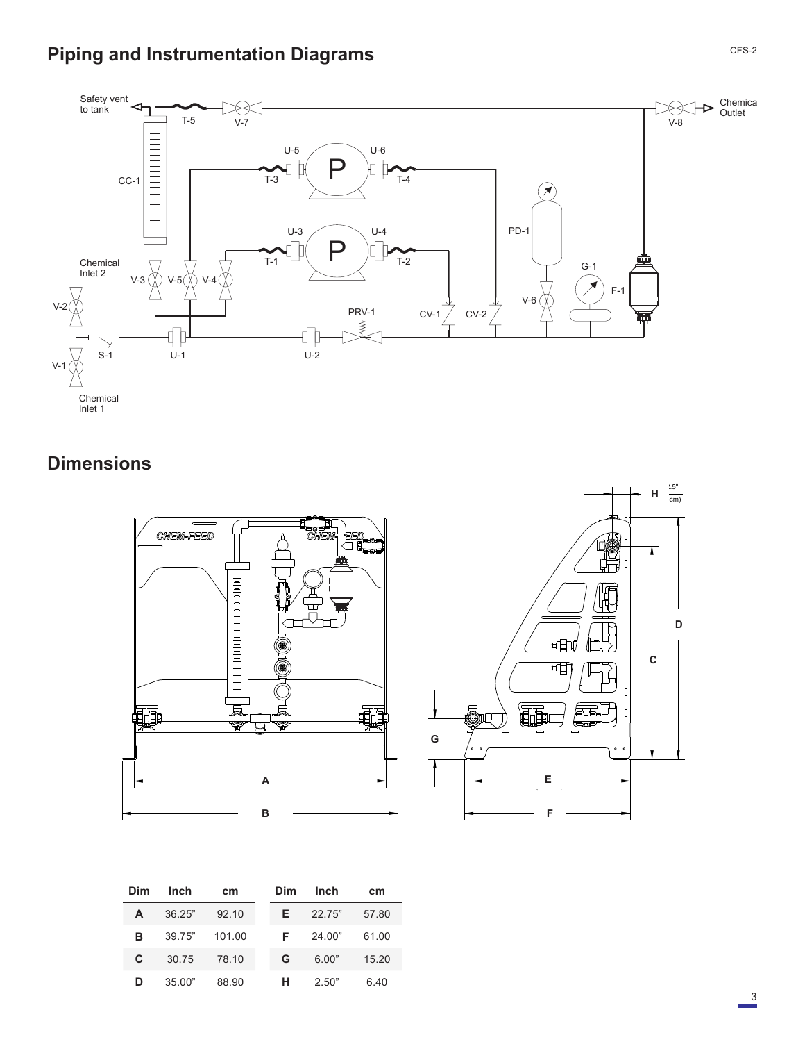## Piping and Instrumentation Diagrams

## Dimensions

| Dim | Inch | cm | Dim | Inch | cm |
|---|---|---|---|---|---|
| A | 36.25" | 92.10 | E | 22.75" | 57.80 |
| B | 39.75" | 101.00 | F | 24.00" | 61.00 |
| C | 30.75 | 78.10 | G | 6.00" | 15.20 |
| D | 35.00" | 88.90 | H | 2.50" | 6.40 |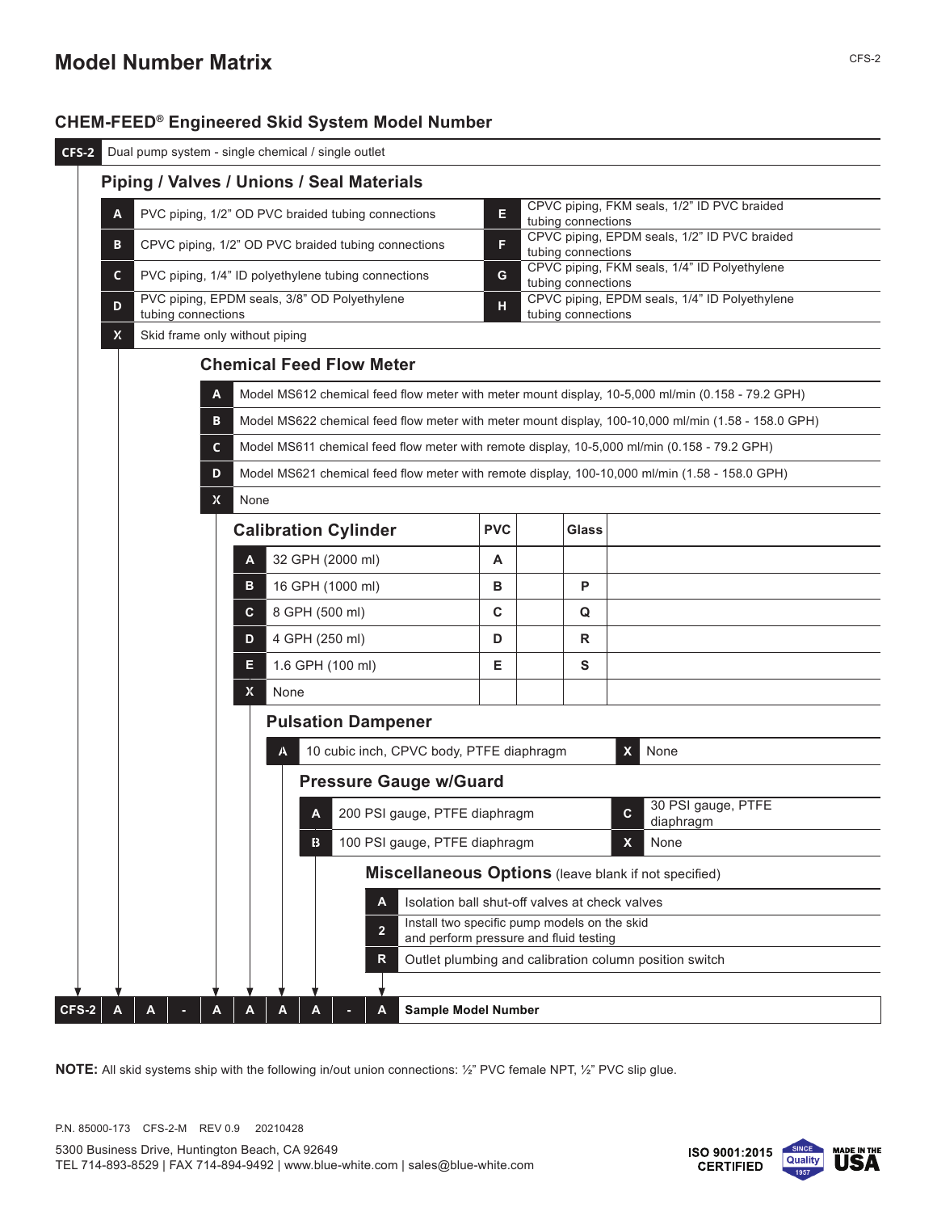# Model Number Matrix

## CHEM-FEED® Engineered Skid System Model Number

**CFS-2** Dual pump system - single chemical / single outlet

### Piping / Valves / Unions / Seal Materials

| | | | |
|---|---|---|---|
| **A** | PVC piping, 1/2" OD PVC braided tubing connections | **E** | CPVC piping, FKM seals, 1/2" ID PVC braided tubing connections |
| **B** | CPVC piping, 1/2" OD PVC braided tubing connections | **F** | CPVC piping, EPDM seals, 1/2" ID PVC braided tubing connections |
| **C** | PVC piping, 1/4" ID polyethylene tubing connections | **G** | CPVC piping, FKM seals, 1/4" ID Polyethylene tubing connections |
| **D** | PVC piping, EPDM seals, 3/8" OD Polyethylene tubing connections | **H** | CPVC piping, EPDM seals, 1/4" ID Polyethylene tubing connections |
| **X** | Skid frame only without piping | | |

### Chemical Feed Flow Meter

| | |
|---|---|
| **A** | Model MS612 chemical feed flow meter with meter mount display, 10-5,000 ml/min (0.158 - 79.2 GPH) |
| **B** | Model MS622 chemical feed flow meter with meter mount display, 100-10,000 ml/min (1.58 - 158.0 GPH) |
| **C** | Model MS611 chemical feed flow meter with remote display, 10-5,000 ml/min (0.158 - 79.2 GPH) |
| **D** | Model MS621 chemical feed flow meter with remote display, 100-10,000 ml/min (1.58 - 158.0 GPH) |
| **X** | None |

### Calibration Cylinder

| | | PVC | Glass |
|---|---|---|---|
| **A** | 32 GPH (2000 ml) | A | |
| **B** | 16 GPH (1000 ml) | B | P |
| **C** | 8 GPH (500 ml) | C | Q |
| **D** | 4 GPH (250 ml) | D | R |
| **E** | 1.6 GPH (100 ml) | E | S |
| **X** | None | | |

### Pulsation Dampener

| | | | |
|---|---|---|---|
| **A** | 10 cubic inch, CPVC body, PTFE diaphragm | **X** | None |

### Pressure Gauge w/Guard

| | | | |
|---|---|---|---|
| **A** | 200 PSI gauge, PTFE diaphragm | **C** | 30 PSI gauge, PTFE diaphragm |
| **B** | 100 PSI gauge, PTFE diaphragm | **X** | None |

### Miscellaneous Options (leave blank if not specified)

| | |
|---|---|
| **A** | Isolation ball shut-off valves at check valves |
| **2** | Install two specific pump models on the skid and perform pressure and fluid testing |
| **R** | Outlet plumbing and calibration column position switch |

| | | | | | | | | | | |
|---|---|---|---|---|---|---|---|---|---|---|
| **CFS-2** | **A** | **A** | **-** | **A** | **A** | **A** | **A** | **-** | **A** | **Sample Model Number** |

**NOTE:** All skid systems ship with the following in/out union connections: ½" PVC female NPT, ½" PVC slip glue.

P.N. 85000-173 CFS-2-M REV 0.9 20210428

5300 Business Drive, Huntington Beach, CA 92649
TEL 714-893-8529 | FAX 714-894-9492 | www.blue-white.com | sales@blue-white.com

ISO 9001:2015 CERTIFIED

SINCE Quality 1957

MADE IN THE USA